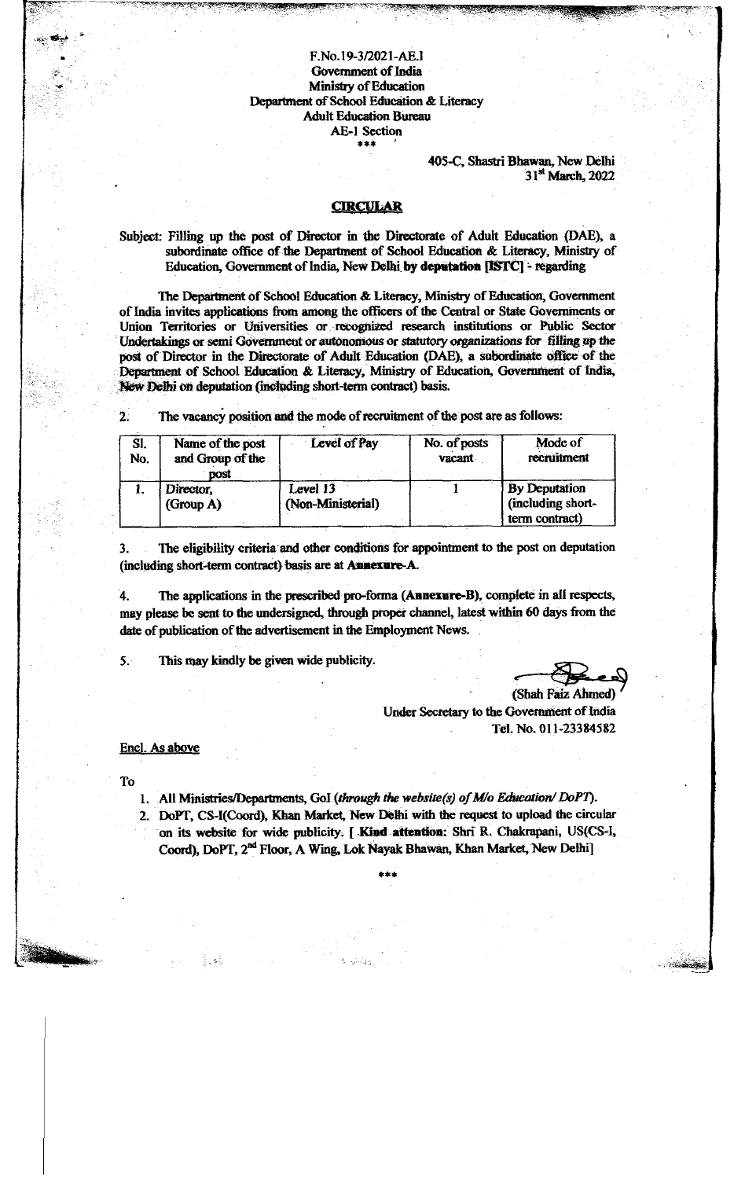F.No.19-3/2021-AE.I
Government of India
Ministry of Education
Department of School Education & Literacy
Adult Education Bureau
AE-1 Section
\*\*\*

405-C, Shastri Bhawan, New Delhi
31st March, 2022

## CIRCULAR

Subject: Filling up the post of Director in the Directorate of Adult Education (DAE), a subordinate office of the Department of School Education & Literacy, Ministry of Education, Government of India, New Delhi **by deputation [ISTC]** - regarding

The Department of School Education & Literacy, Ministry of Education, Government of India invites applications from among the officers of the Central or State Governments or Union Territories or Universities or recognized research institutions or Public Sector Undertakings or semi Government or autonomous or statutory organizations for filling up the post of Director in the Directorate of Adult Education (DAE), a subordinate office of the Department of School Education & Literacy, Ministry of Education, Government of India, New Delhi on deputation (including short-term contract) basis.

2. The vacancy position and the mode of recruitment of the post are as follows:

| Sl. No. | Name of the post and Group of the post | Level of Pay | No. of posts vacant | Mode of recruitment |
|---|---|---|---|---|
| 1. | Director, (Group A) | Level 13 (Non-Ministerial) | 1 | By Deputation (including short-term contract) |

3. The eligibility criteria and other conditions for appointment to the post on deputation (including short-term contract) basis are at **Annexure-A**.

4. The applications in the prescribed pro-forma (**Annexure-B**), complete in all respects, may please be sent to the undersigned, through proper channel, latest within 60 days from the date of publication of the advertisement in the Employment News.

5. This may kindly be given wide publicity.

(Shah Faiz Ahmed)
Under Secretary to the Government of India
Tel. No. 011-23384582

Encl. As above

To

1. All Ministries/Departments, GoI (*through the website(s) of M/o Education/ DoPT*).
2. DoPT, CS-I(Coord), Khan Market, New Delhi with the request to upload the circular on its website for wide publicity. [ **Kind attention:** Shri R. Chakrapani, US(CS-I, Coord), DoPT, 2nd Floor, A Wing, Lok Nayak Bhawan, Khan Market, New Delhi]

\*\*\*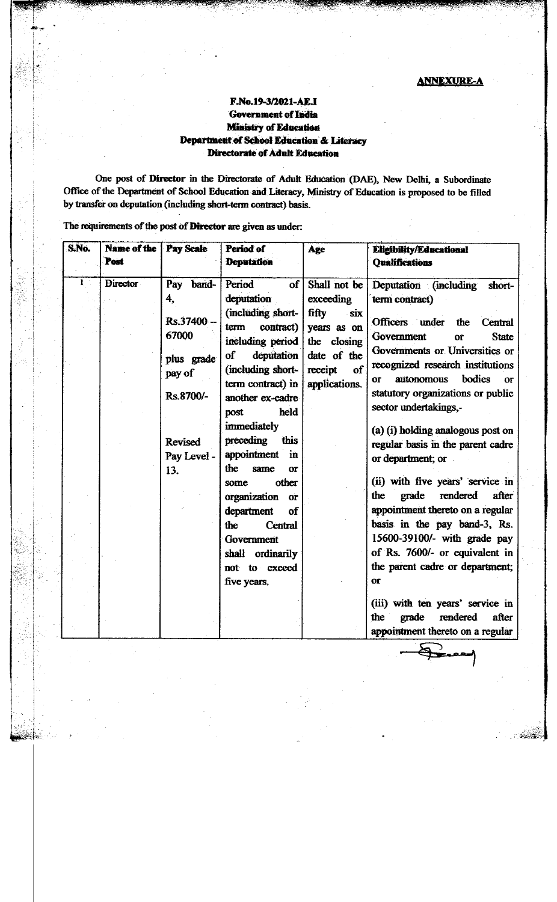**ANNEXURE-A**

**F.No.19-3/2021-AE.I**
**Government of India**
**Ministry of Education**
**Department of School Education & Literacy**
**Directorate of Adult Education**

One post of **Director** in the Directorate of Adult Education (DAE), New Delhi, a Subordinate Office of the Department of School Education and Literacy, Ministry of Education is proposed to be filled by transfer on deputation (including short-term contract) basis.

The requirements of the post of **Director** are given as under:

| S.No. | Name of the Post | Pay Scale | Period of Deputation | Age | Eligibility/Educational Qualifications |
|---|---|---|---|---|---|
| 1 | Director | Pay band-4, Rs.37400 – 67000 plus grade pay of Rs.8700/- <br><br> Revised Pay Level - 13. | Period of deputation (including short-term contract) including period of deputation (including short-term contract) in another ex-cadre post held immediately preceding this appointment in the same or some other organization or department of the Central Government shall ordinarily not to exceed five years. | Shall not be exceeding fifty six years as on the closing date of the receipt of applications. | Deputation (including short-term contract) <br><br> Officers under the Central Government or State Governments or Universities or recognized research institutions or autonomous bodies or statutory organizations or public sector undertakings,- <br><br> (a) (i) holding analogous post on regular basis in the parent cadre or department; or <br><br> (ii) with five years' service in the grade rendered after appointment thereto on a regular basis in the pay band-3, Rs. 15600-39100/- with grade pay of Rs. 7600/- or equivalent in the parent cadre or department; or <br><br> (iii) with ten years' service in the grade rendered after appointment thereto on a regular |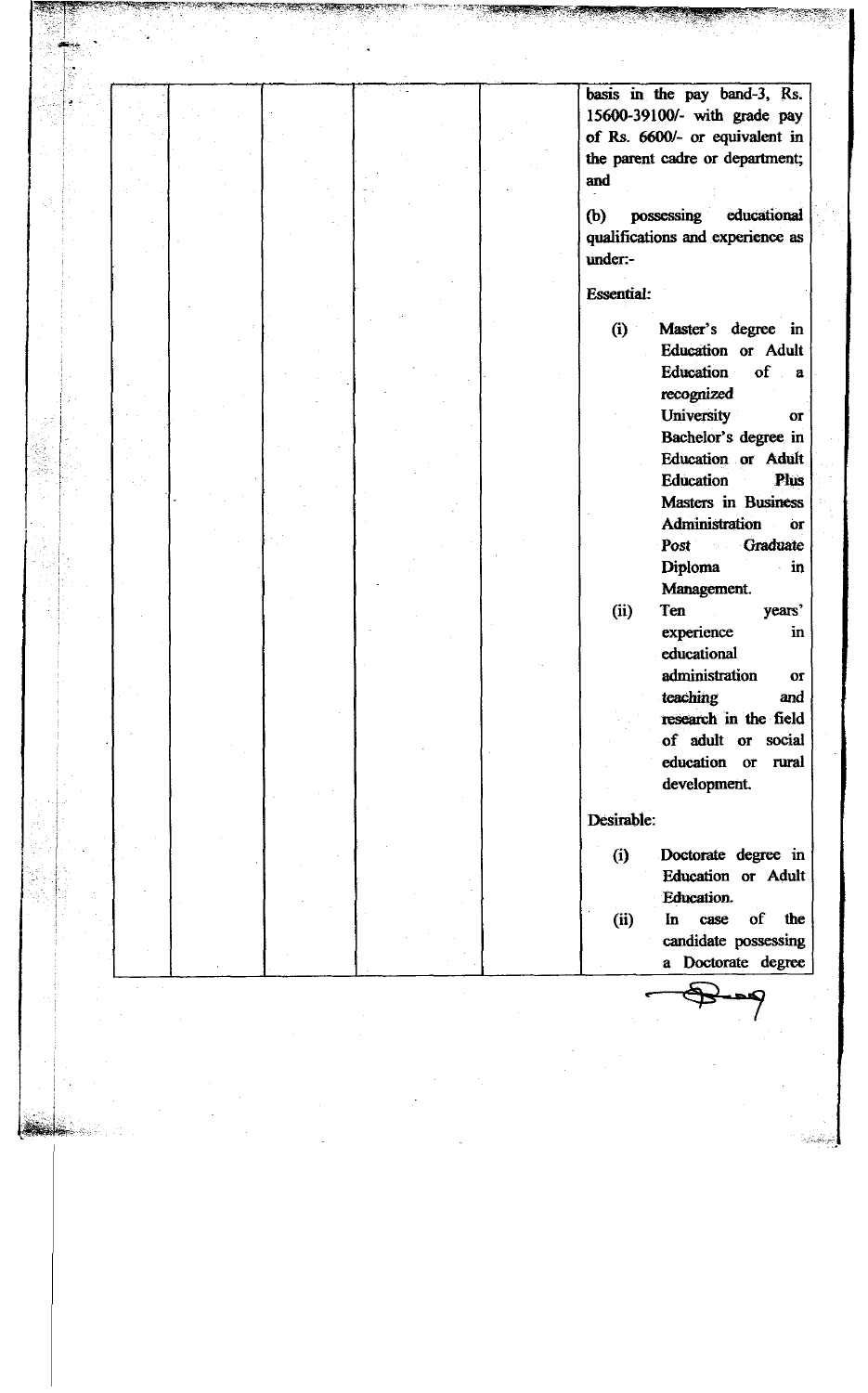| | | | | | |
|---|---|---|---|---|---|
| | | | | | basis in the pay band-3, Rs. 15600-39100/- with grade pay of Rs. 6600/- or equivalent in the parent cadre or department; and<br><br>(b) possessing educational qualifications and experience as under:-<br><br>**Essential:**<br><br>(i) Master's degree in Education or Adult Education of a recognized University or Bachelor's degree in Education or Adult Education Plus Masters in Business Administration or Post Graduate Diploma in Management.<br>(ii) Ten years' experience in educational administration or teaching and research in the field of adult or social education or rural development.<br><br>**Desirable:**<br><br>(i) Doctorate degree in Education or Adult Education.<br>(ii) In case of the candidate possessing a Doctorate degree |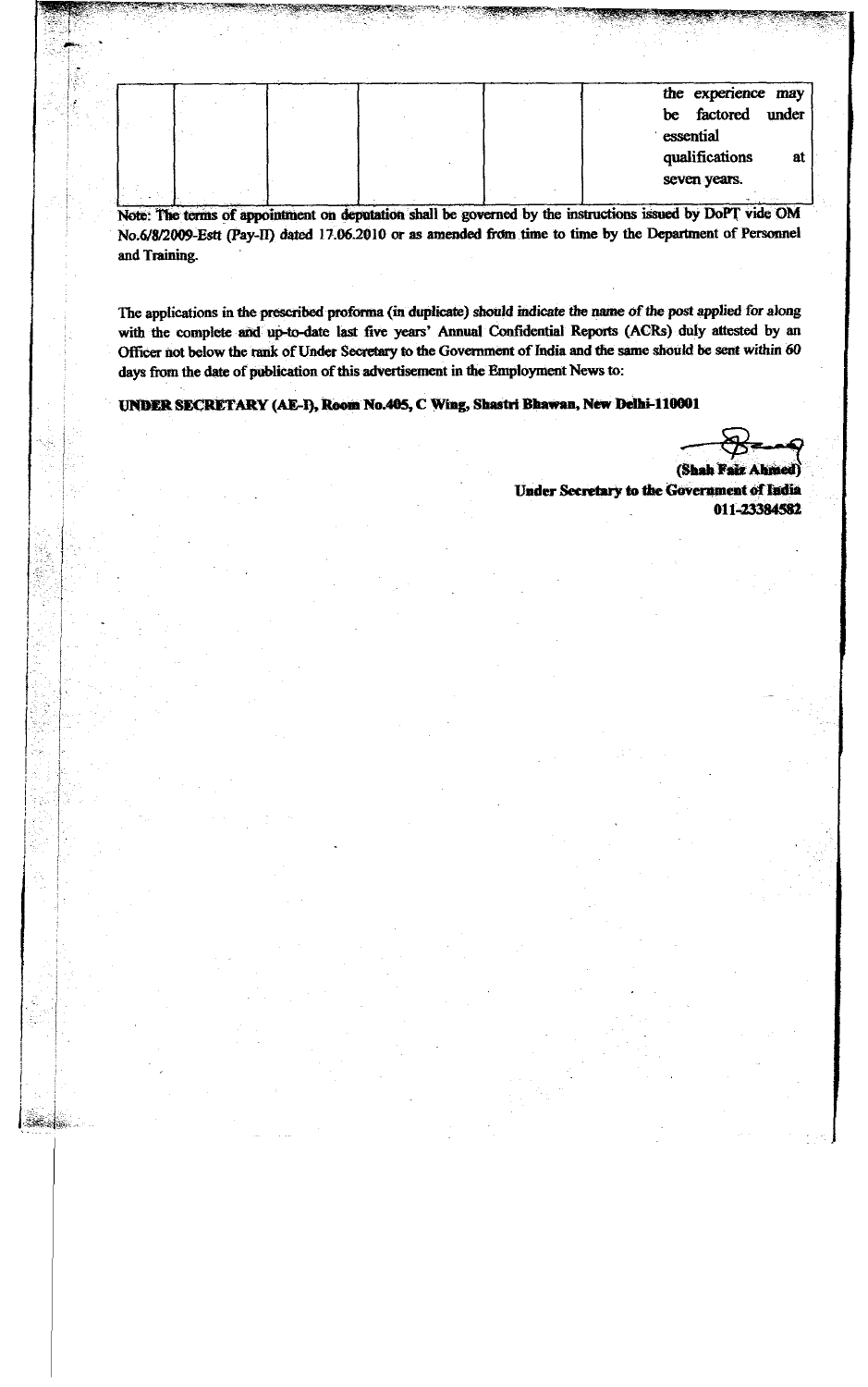| | | | | | |
|---|---|---|---|---|---|
| | | | | | the experience may be factored under essential qualifications at seven years. |

Note: The terms of appointment on deputation shall be governed by the instructions issued by DoPT vide OM No.6/8/2009-Estt (Pay-II) dated 17.06.2010 or as amended from time to time by the Department of Personnel and Training.

The applications in the prescribed proforma (in duplicate) should indicate the name of the post applied for along with the complete and up-to-date last five years' Annual Confidential Reports (ACRs) duly attested by an Officer not below the rank of Under Secretary to the Government of India and the same should be sent within 60 days from the date of publication of this advertisement in the Employment News to:

**UNDER SECRETARY (AE-I), Room No.405, C Wing, Shastri Bhawan, New Delhi-110001**

**(Shah Faiz Ahmed)**
**Under Secretary to the Government of India**
**011-23384582**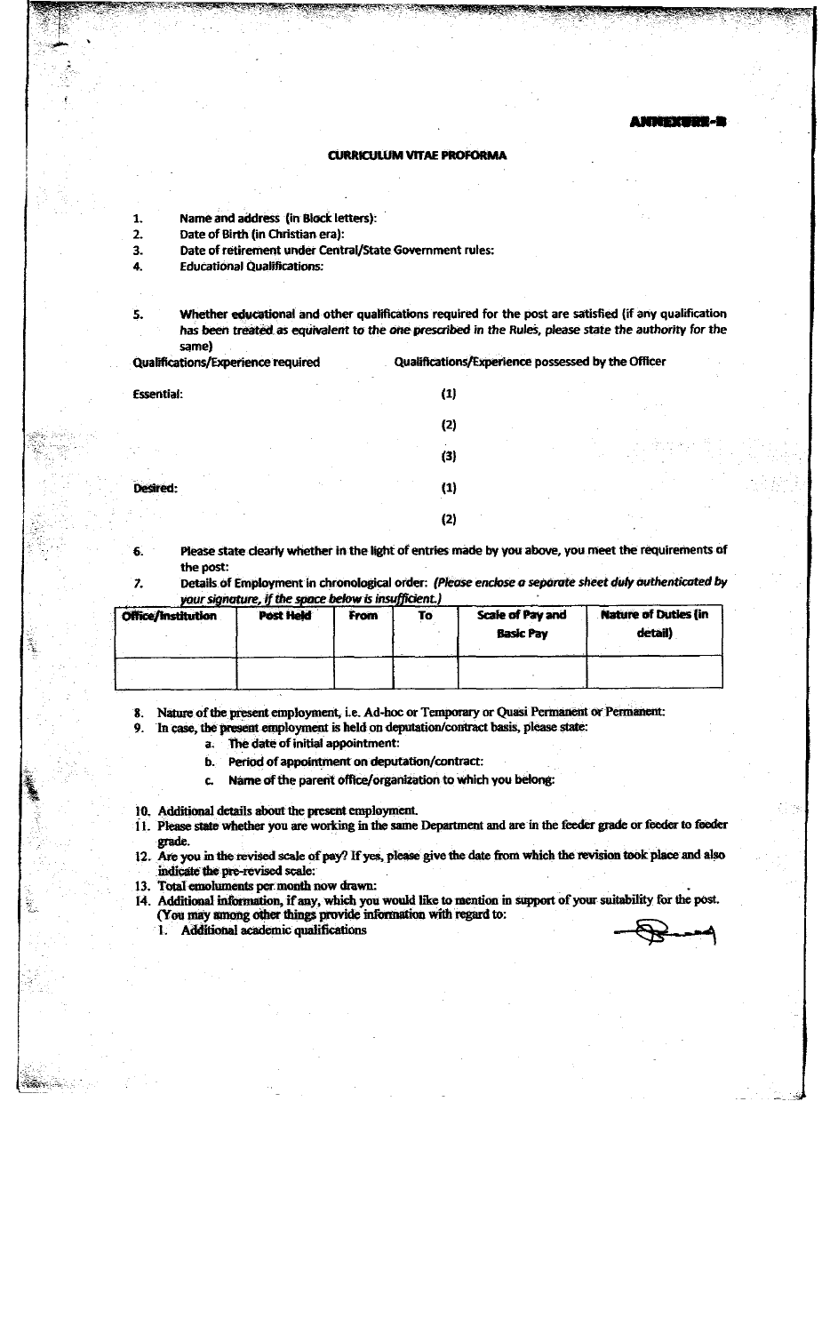**ANNEXURE-B**

# CURRICULUM VITAE PROFORMA

1. Name and address (in Block letters):
2. Date of Birth (in Christian era):
3. Date of retirement under Central/State Government rules:
4. Educational Qualifications:

5. Whether educational and other qualifications required for the post are satisfied (if any qualification has been treated as equivalent to the one prescribed in the Rules, please state the authority for the same)

| Qualifications/Experience required | Qualifications/Experience possessed by the Officer |
|---|---|
| Essential: | (1) |
| | (2) |
| | (3) |
| Desired: | (1) |
| | (2) |

6. Please state clearly whether in the light of entries made by you above, you meet the requirements of the post:
7. Details of Employment in chronological order: *(Please enclose a separate sheet duly authenticated by your signature, if the space below is insufficient.)*

| Office/Institution | Post Held | From | To | Scale of Pay and Basic Pay | Nature of Duties (in detail) |
|---|---|---|---|---|---|
| | | | | | |

8. Nature of the present employment, i.e. Ad-hoc or Temporary or Quasi Permanent or Permanent:
9. In case, the present employment is held on deputation/contract basis, please state:
   a. The date of initial appointment:
   b. Period of appointment on deputation/contract:
   c. Name of the parent office/organization to which you belong:

10. Additional details about the present employment.
11. Please state whether you are working in the same Department and are in the feeder grade or feeder to feeder grade.
12. Are you in the revised scale of pay? If yes, please give the date from which the revision took place and also indicate the pre-revised scale:
13. Total emoluments per month now drawn:
14. Additional information, if any, which you would like to mention in support of your suitability for the post. (You may among other things provide information with regard to:
    1. Additional academic qualifications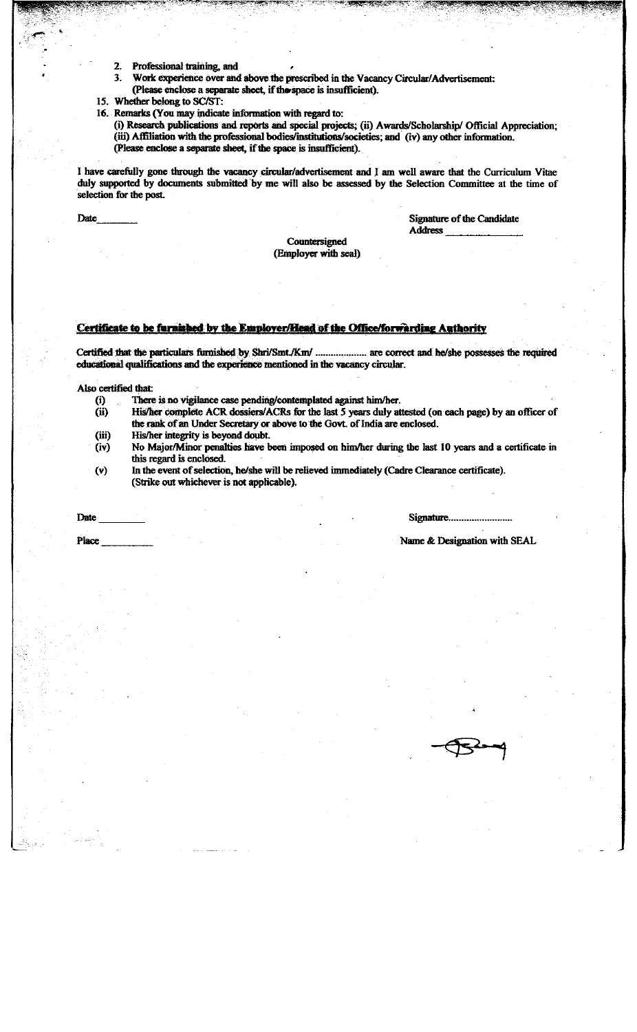2. Professional training, and
3. Work experience over and above the prescribed in the Vacancy Circular/Advertisement: (Please enclose a separate sheet, if the space is insufficient).

15. Whether belong to SC/ST:
16. Remarks (You may indicate information with regard to:
    (i) Research publications and reports and special projects; (ii) Awards/Scholarship/ Official Appreciation; (iii) Affiliation with the professional bodies/institutions/societies; and (iv) any other information.
    (Please enclose a separate sheet, if the space is insufficient).

I have carefully gone through the vacancy circular/advertisement and I am well aware that the Curriculum Vitae duly supported by documents submitted by me will also be assessed by the Selection Committee at the time of selection for the post.

Date________

Signature of the Candidate
Address ________________

Countersigned
(Employer with seal)

## Certificate to be furnished by the Employer/Head of the Office/forwarding Authority

Certified that the particulars furnished by Shri/Smt./Km/ .................... are correct and he/she possesses the required educational qualifications and the experience mentioned in the vacancy circular.

Also certified that:

(i) There is no vigilance case pending/contemplated against him/her.
(ii) His/her complete ACR dossiers/ACRs for the last 5 years duly attested (on each page) by an officer of the rank of an Under Secretary or above to the Govt. of India are enclosed.
(iii) His/her integrity is beyond doubt.
(iv) No Major/Minor penalties have been imposed on him/her during the last 10 years and a certificate in this regard is enclosed.
(v) In the event of selection, he/she will be relieved immediately (Cadre Clearance certificate). (Strike out whichever is not applicable).

Date _________

Signature.........................

Place __________

Name & Designation with SEAL